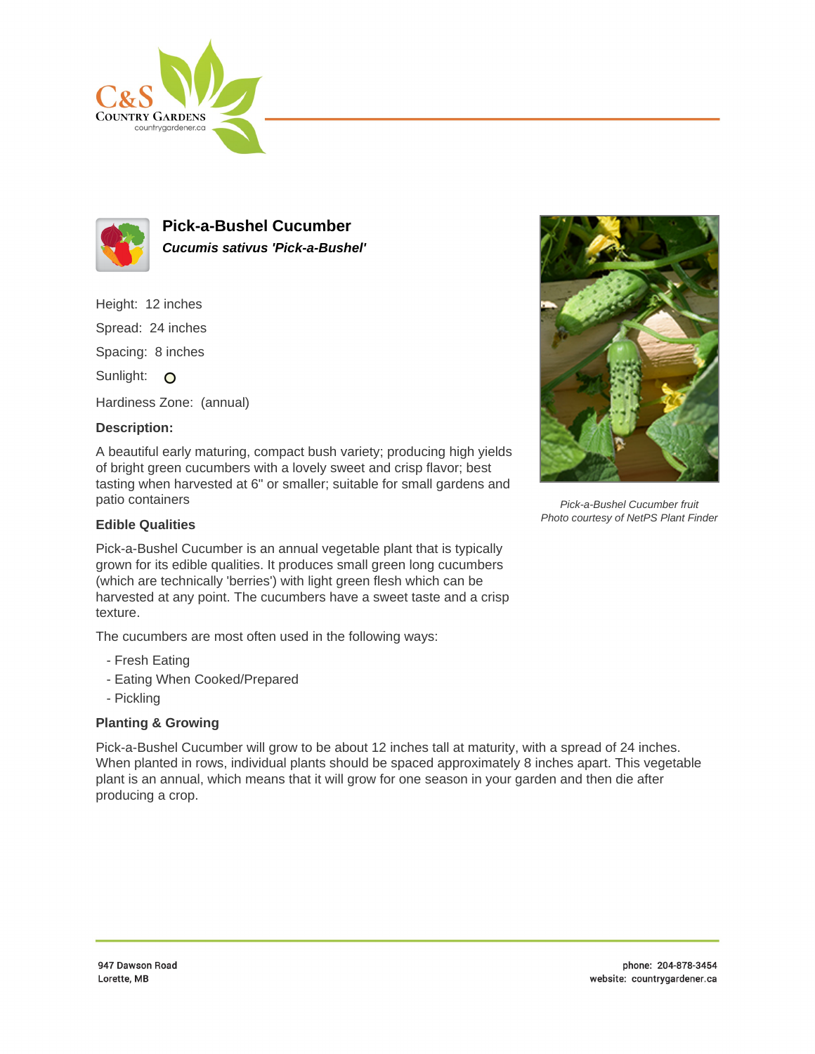# Pick-a-Bushel Cucumber

***Cucumis sativus 'Pick-a-Bushel'***

Height: 12 inches

Spread: 24 inches

Spacing: 8 inches

Sunlight:

Hardiness Zone: (annual)

**Description:**

A beautiful early maturing, compact bush variety; producing high yields of bright green cucumbers with a lovely sweet and crisp flavor; best tasting when harvested at 6" or smaller; suitable for small gardens and patio containers

*Pick-a-Bushel Cucumber fruit*
*Photo courtesy of NetPS Plant Finder*

## Edible Qualities

Pick-a-Bushel Cucumber is an annual vegetable plant that is typically grown for its edible qualities. It produces small green long cucumbers (which are technically 'berries') with light green flesh which can be harvested at any point. The cucumbers have a sweet taste and a crisp texture.

The cucumbers are most often used in the following ways:

- Fresh Eating
- Eating When Cooked/Prepared
- Pickling

## Planting & Growing

Pick-a-Bushel Cucumber will grow to be about 12 inches tall at maturity, with a spread of 24 inches. When planted in rows, individual plants should be spaced approximately 8 inches apart. This vegetable plant is an annual, which means that it will grow for one season in your garden and then die after producing a crop.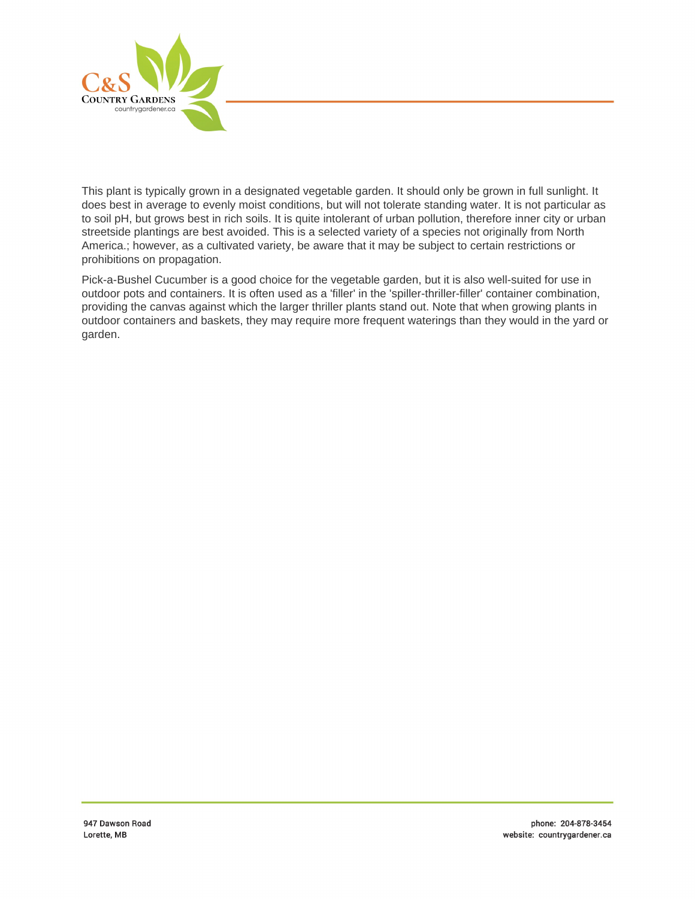This plant is typically grown in a designated vegetable garden. It should only be grown in full sunlight. It does best in average to evenly moist conditions, but will not tolerate standing water. It is not particular as to soil pH, but grows best in rich soils. It is quite intolerant of urban pollution, therefore inner city or urban streetside plantings are best avoided. This is a selected variety of a species not originally from North America.; however, as a cultivated variety, be aware that it may be subject to certain restrictions or prohibitions on propagation.

Pick-a-Bushel Cucumber is a good choice for the vegetable garden, but it is also well-suited for use in outdoor pots and containers. It is often used as a 'filler' in the 'spiller-thriller-filler' container combination, providing the canvas against which the larger thriller plants stand out. Note that when growing plants in outdoor containers and baskets, they may require more frequent waterings than they would in the yard or garden.